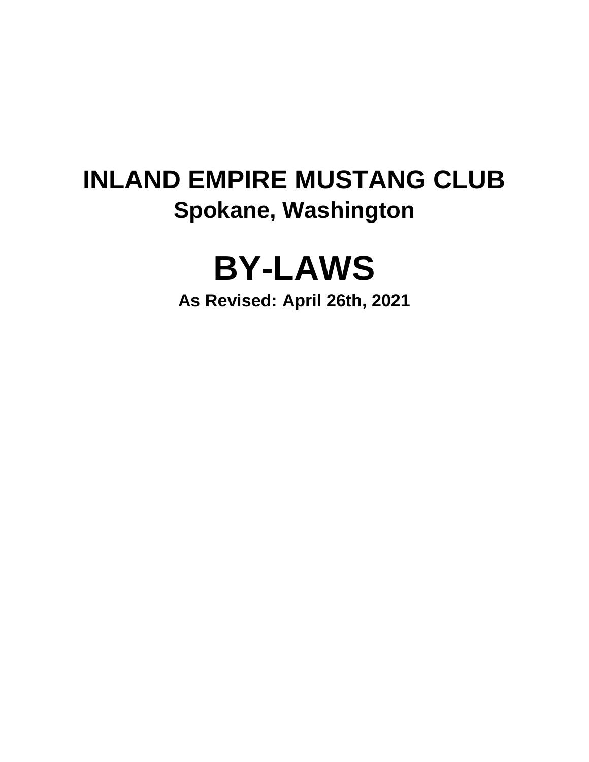# INLAND EMPIRE MUSTANG CLUB

## Spokane, Washington

# BY-LAWS

**As Revised: April 26th, 2021**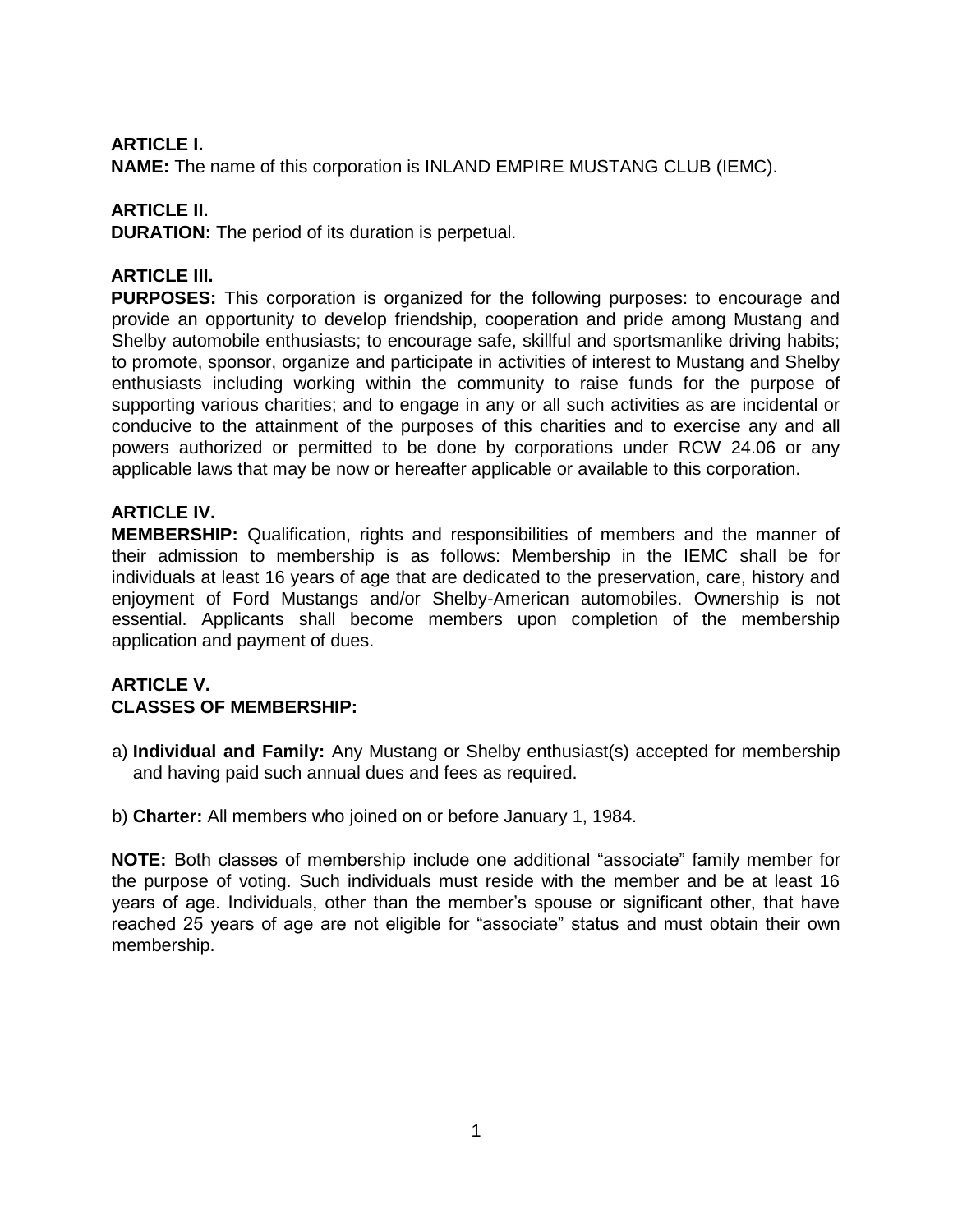**ARTICLE I.**
**NAME:** The name of this corporation is INLAND EMPIRE MUSTANG CLUB (IEMC).

**ARTICLE II.**
**DURATION:** The period of its duration is perpetual.

**ARTICLE III.**
**PURPOSES:** This corporation is organized for the following purposes: to encourage and provide an opportunity to develop friendship, cooperation and pride among Mustang and Shelby automobile enthusiasts; to encourage safe, skillful and sportsmanlike driving habits; to promote, sponsor, organize and participate in activities of interest to Mustang and Shelby enthusiasts including working within the community to raise funds for the purpose of supporting various charities; and to engage in any or all such activities as are incidental or conducive to the attainment of the purposes of this charities and to exercise any and all powers authorized or permitted to be done by corporations under RCW 24.06 or any applicable laws that may be now or hereafter applicable or available to this corporation.

**ARTICLE IV.**
**MEMBERSHIP:** Qualification, rights and responsibilities of members and the manner of their admission to membership is as follows: Membership in the IEMC shall be for individuals at least 16 years of age that are dedicated to the preservation, care, history and enjoyment of Ford Mustangs and/or Shelby-American automobiles. Ownership is not essential. Applicants shall become members upon completion of the membership application and payment of dues.

**ARTICLE V.**
**CLASSES OF MEMBERSHIP:**

a) **Individual and Family:** Any Mustang or Shelby enthusiast(s) accepted for membership and having paid such annual dues and fees as required.

b) **Charter:** All members who joined on or before January 1, 1984.

**NOTE:** Both classes of membership include one additional "associate" family member for the purpose of voting. Such individuals must reside with the member and be at least 16 years of age. Individuals, other than the member's spouse or significant other, that have reached 25 years of age are not eligible for "associate" status and must obtain their own membership.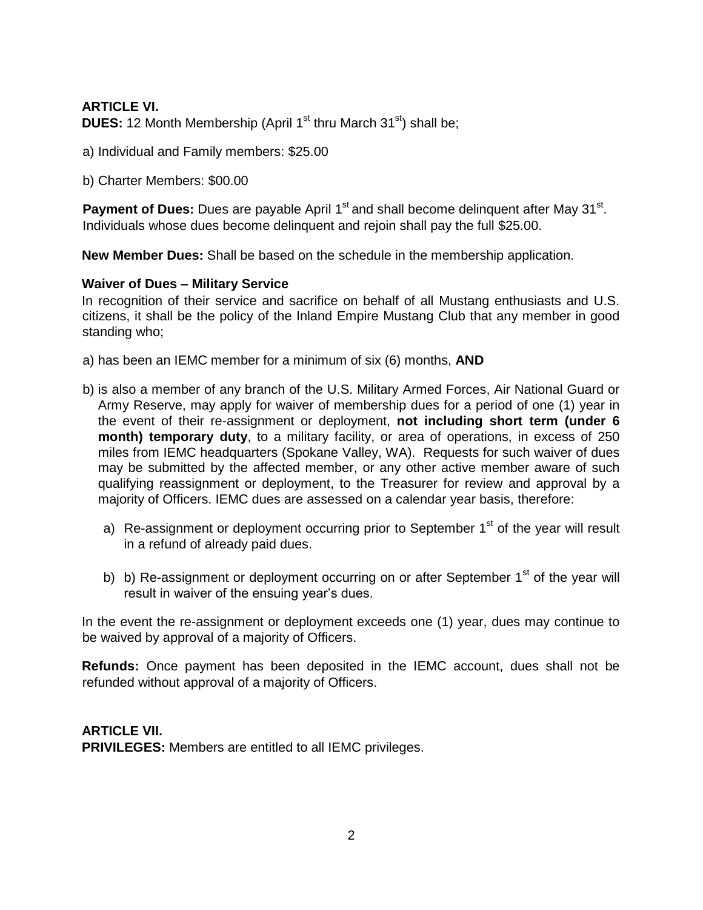**ARTICLE VI.**

**DUES:** 12 Month Membership (April 1st thru March 31st) shall be;

a) Individual and Family members: $25.00

b) Charter Members: $00.00

**Payment of Dues:** Dues are payable April 1st and shall become delinquent after May 31st. Individuals whose dues become delinquent and rejoin shall pay the full $25.00.

**New Member Dues:** Shall be based on the schedule in the membership application.

**Waiver of Dues – Military Service**

In recognition of their service and sacrifice on behalf of all Mustang enthusiasts and U.S. citizens, it shall be the policy of the Inland Empire Mustang Club that any member in good standing who;

a) has been an IEMC member for a minimum of six (6) months, **AND**

b) is also a member of any branch of the U.S. Military Armed Forces, Air National Guard or Army Reserve, may apply for waiver of membership dues for a period of one (1) year in the event of their re-assignment or deployment, **not including short term (under 6 month) temporary duty**, to a military facility, or area of operations, in excess of 250 miles from IEMC headquarters (Spokane Valley, WA). Requests for such waiver of dues may be submitted by the affected member, or any other active member aware of such qualifying reassignment or deployment, to the Treasurer for review and approval by a majority of Officers. IEMC dues are assessed on a calendar year basis, therefore:

   a) Re-assignment or deployment occurring prior to September 1st of the year will result in a refund of already paid dues.

   b) b) Re-assignment or deployment occurring on or after September 1st of the year will result in waiver of the ensuing year's dues.

In the event the re-assignment or deployment exceeds one (1) year, dues may continue to be waived by approval of a majority of Officers.

**Refunds:** Once payment has been deposited in the IEMC account, dues shall not be refunded without approval of a majority of Officers.

**ARTICLE VII.**

**PRIVILEGES:** Members are entitled to all IEMC privileges.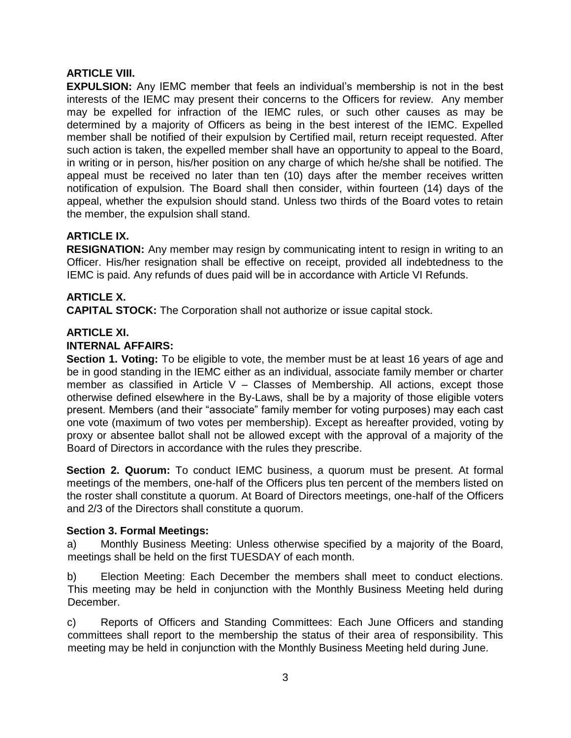**ARTICLE VIII.**

**EXPULSION:** Any IEMC member that feels an individual's membership is not in the best interests of the IEMC may present their concerns to the Officers for review. Any member may be expelled for infraction of the IEMC rules, or such other causes as may be determined by a majority of Officers as being in the best interest of the IEMC. Expelled member shall be notified of their expulsion by Certified mail, return receipt requested. After such action is taken, the expelled member shall have an opportunity to appeal to the Board, in writing or in person, his/her position on any charge of which he/she shall be notified. The appeal must be received no later than ten (10) days after the member receives written notification of expulsion. The Board shall then consider, within fourteen (14) days of the appeal, whether the expulsion should stand. Unless two thirds of the Board votes to retain the member, the expulsion shall stand.

**ARTICLE IX.**

**RESIGNATION:** Any member may resign by communicating intent to resign in writing to an Officer. His/her resignation shall be effective on receipt, provided all indebtedness to the IEMC is paid. Any refunds of dues paid will be in accordance with Article VI Refunds.

**ARTICLE X.**

**CAPITAL STOCK:** The Corporation shall not authorize or issue capital stock.

**ARTICLE XI.**

**INTERNAL AFFAIRS:**

**Section 1. Voting:** To be eligible to vote, the member must be at least 16 years of age and be in good standing in the IEMC either as an individual, associate family member or charter member as classified in Article V – Classes of Membership. All actions, except those otherwise defined elsewhere in the By-Laws, shall be by a majority of those eligible voters present. Members (and their "associate" family member for voting purposes) may each cast one vote (maximum of two votes per membership). Except as hereafter provided, voting by proxy or absentee ballot shall not be allowed except with the approval of a majority of the Board of Directors in accordance with the rules they prescribe.

**Section 2. Quorum:** To conduct IEMC business, a quorum must be present. At formal meetings of the members, one-half of the Officers plus ten percent of the members listed on the roster shall constitute a quorum. At Board of Directors meetings, one-half of the Officers and 2/3 of the Directors shall constitute a quorum.

**Section 3. Formal Meetings:**

a) Monthly Business Meeting: Unless otherwise specified by a majority of the Board, meetings shall be held on the first TUESDAY of each month.

b) Election Meeting: Each December the members shall meet to conduct elections. This meeting may be held in conjunction with the Monthly Business Meeting held during December.

c) Reports of Officers and Standing Committees: Each June Officers and standing committees shall report to the membership the status of their area of responsibility. This meeting may be held in conjunction with the Monthly Business Meeting held during June.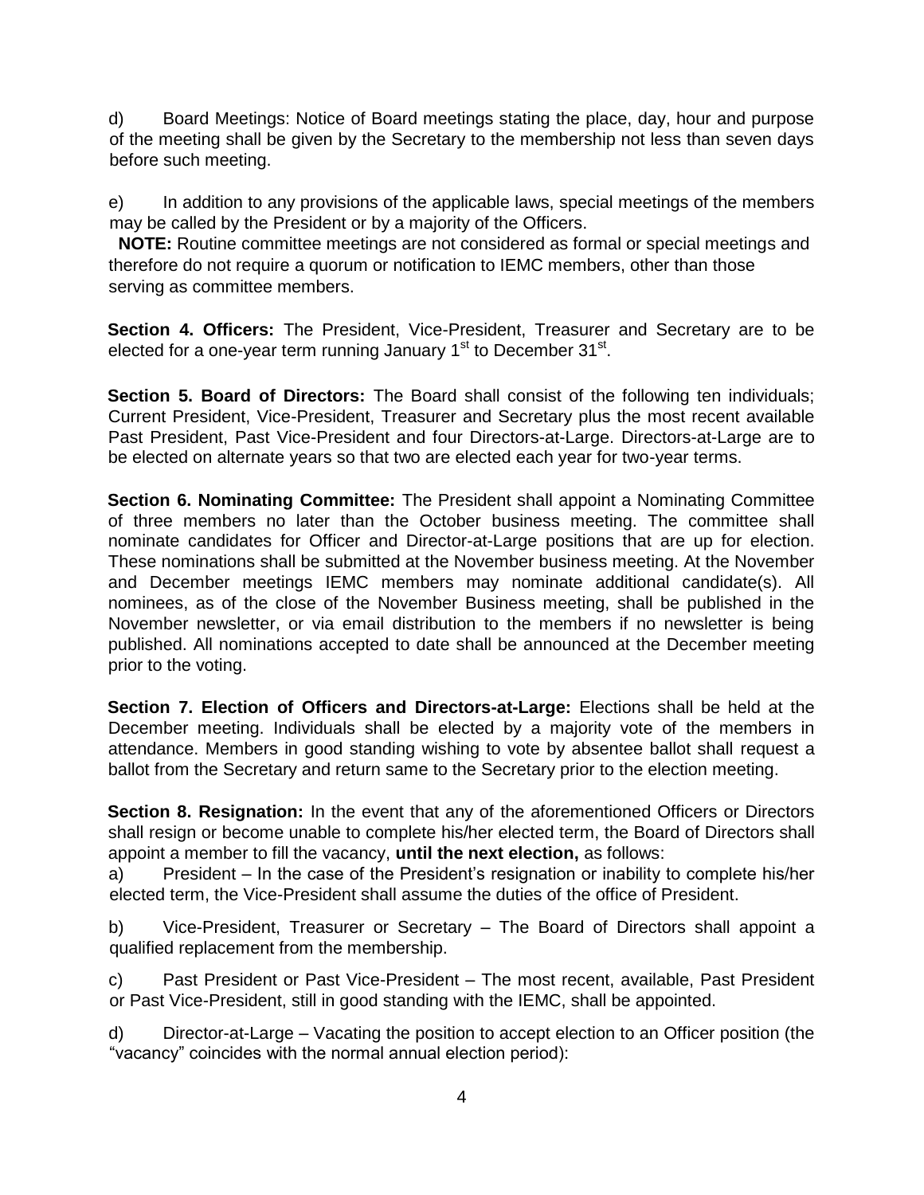d) Board Meetings: Notice of Board meetings stating the place, day, hour and purpose of the meeting shall be given by the Secretary to the membership not less than seven days before such meeting.

e) In addition to any provisions of the applicable laws, special meetings of the members may be called by the President or by a majority of the Officers.

**NOTE:** Routine committee meetings are not considered as formal or special meetings and therefore do not require a quorum or notification to IEMC members, other than those serving as committee members.

**Section 4. Officers:** The President, Vice-President, Treasurer and Secretary are to be elected for a one-year term running January 1st to December 31st.

**Section 5. Board of Directors:** The Board shall consist of the following ten individuals; Current President, Vice-President, Treasurer and Secretary plus the most recent available Past President, Past Vice-President and four Directors-at-Large. Directors-at-Large are to be elected on alternate years so that two are elected each year for two-year terms.

**Section 6. Nominating Committee:** The President shall appoint a Nominating Committee of three members no later than the October business meeting. The committee shall nominate candidates for Officer and Director-at-Large positions that are up for election. These nominations shall be submitted at the November business meeting. At the November and December meetings IEMC members may nominate additional candidate(s). All nominees, as of the close of the November Business meeting, shall be published in the November newsletter, or via email distribution to the members if no newsletter is being published. All nominations accepted to date shall be announced at the December meeting prior to the voting.

**Section 7. Election of Officers and Directors-at-Large:** Elections shall be held at the December meeting. Individuals shall be elected by a majority vote of the members in attendance. Members in good standing wishing to vote by absentee ballot shall request a ballot from the Secretary and return same to the Secretary prior to the election meeting.

**Section 8. Resignation:** In the event that any of the aforementioned Officers or Directors shall resign or become unable to complete his/her elected term, the Board of Directors shall appoint a member to fill the vacancy, **until the next election,** as follows:

a) President – In the case of the President's resignation or inability to complete his/her elected term, the Vice-President shall assume the duties of the office of President.

b) Vice-President, Treasurer or Secretary – The Board of Directors shall appoint a qualified replacement from the membership.

c) Past President or Past Vice-President – The most recent, available, Past President or Past Vice-President, still in good standing with the IEMC, shall be appointed.

d) Director-at-Large – Vacating the position to accept election to an Officer position (the "vacancy" coincides with the normal annual election period):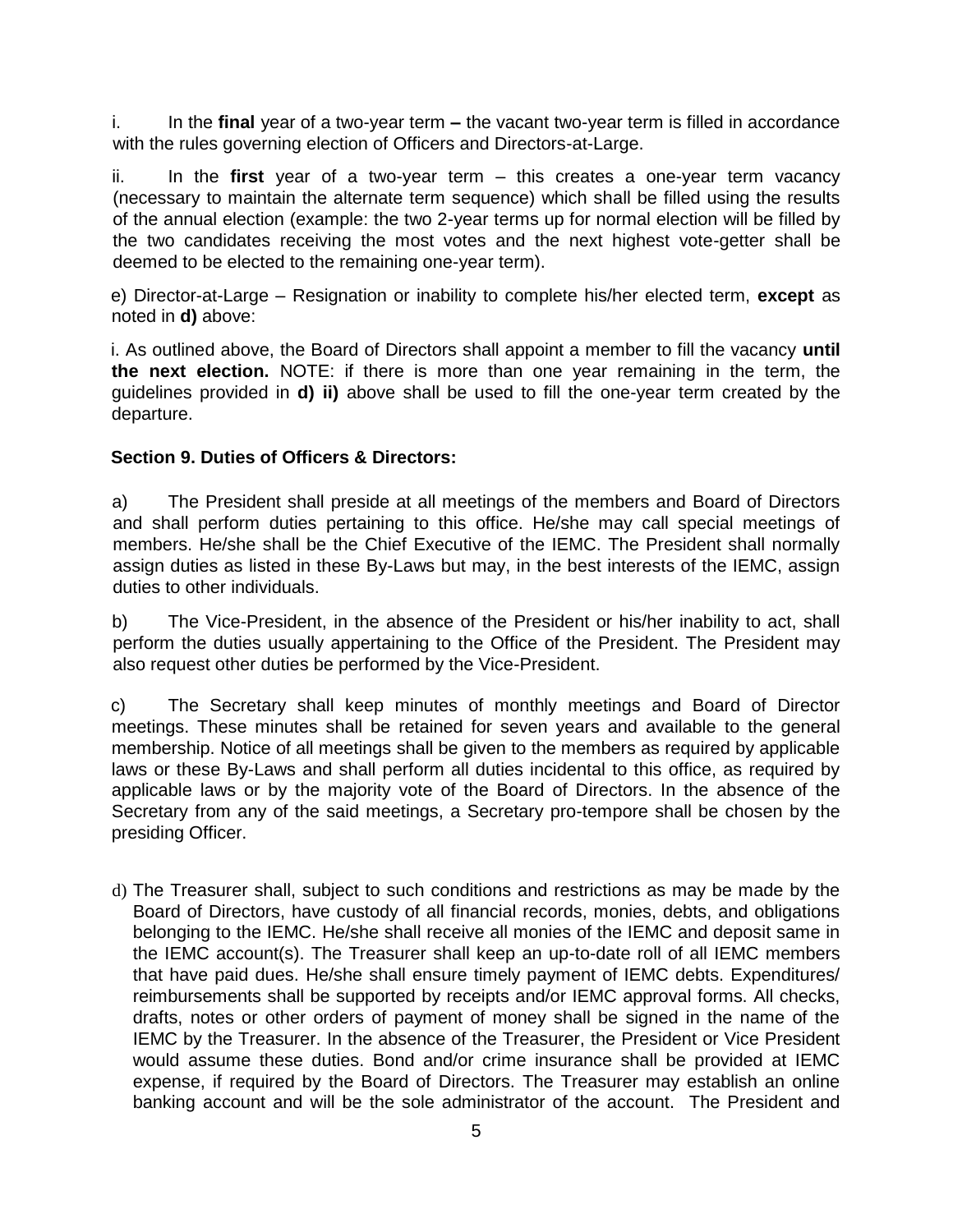i. In the **final** year of a two-year term **–** the vacant two-year term is filled in accordance with the rules governing election of Officers and Directors-at-Large.

ii. In the **first** year of a two-year term – this creates a one-year term vacancy (necessary to maintain the alternate term sequence) which shall be filled using the results of the annual election (example: the two 2-year terms up for normal election will be filled by the two candidates receiving the most votes and the next highest vote-getter shall be deemed to be elected to the remaining one-year term).

e) Director-at-Large – Resignation or inability to complete his/her elected term, **except** as noted in **d)** above:

i. As outlined above, the Board of Directors shall appoint a member to fill the vacancy **until the next election.** NOTE: if there is more than one year remaining in the term, the guidelines provided in **d) ii)** above shall be used to fill the one-year term created by the departure.

**Section 9. Duties of Officers & Directors:**

a) The President shall preside at all meetings of the members and Board of Directors and shall perform duties pertaining to this office. He/she may call special meetings of members. He/she shall be the Chief Executive of the IEMC. The President shall normally assign duties as listed in these By-Laws but may, in the best interests of the IEMC, assign duties to other individuals.

b) The Vice-President, in the absence of the President or his/her inability to act, shall perform the duties usually appertaining to the Office of the President. The President may also request other duties be performed by the Vice-President.

c) The Secretary shall keep minutes of monthly meetings and Board of Director meetings. These minutes shall be retained for seven years and available to the general membership. Notice of all meetings shall be given to the members as required by applicable laws or these By-Laws and shall perform all duties incidental to this office, as required by applicable laws or by the majority vote of the Board of Directors. In the absence of the Secretary from any of the said meetings, a Secretary pro-tempore shall be chosen by the presiding Officer.

d) The Treasurer shall, subject to such conditions and restrictions as may be made by the Board of Directors, have custody of all financial records, monies, debts, and obligations belonging to the IEMC. He/she shall receive all monies of the IEMC and deposit same in the IEMC account(s). The Treasurer shall keep an up-to-date roll of all IEMC members that have paid dues. He/she shall ensure timely payment of IEMC debts. Expenditures/ reimbursements shall be supported by receipts and/or IEMC approval forms. All checks, drafts, notes or other orders of payment of money shall be signed in the name of the IEMC by the Treasurer. In the absence of the Treasurer, the President or Vice President would assume these duties. Bond and/or crime insurance shall be provided at IEMC expense, if required by the Board of Directors. The Treasurer may establish an online banking account and will be the sole administrator of the account. The President and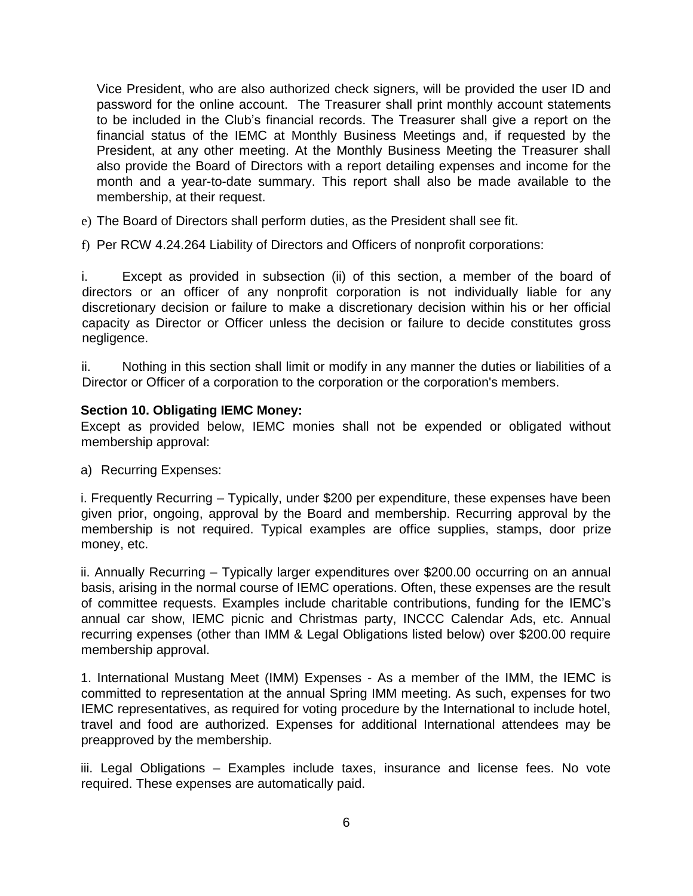Vice President, who are also authorized check signers, will be provided the user ID and password for the online account. The Treasurer shall print monthly account statements to be included in the Club's financial records. The Treasurer shall give a report on the financial status of the IEMC at Monthly Business Meetings and, if requested by the President, at any other meeting. At the Monthly Business Meeting the Treasurer shall also provide the Board of Directors with a report detailing expenses and income for the month and a year-to-date summary. This report shall also be made available to the membership, at their request.

e) The Board of Directors shall perform duties, as the President shall see fit.

f) Per RCW 4.24.264 Liability of Directors and Officers of nonprofit corporations:

i. Except as provided in subsection (ii) of this section, a member of the board of directors or an officer of any nonprofit corporation is not individually liable for any discretionary decision or failure to make a discretionary decision within his or her official capacity as Director or Officer unless the decision or failure to decide constitutes gross negligence.

ii. Nothing in this section shall limit or modify in any manner the duties or liabilities of a Director or Officer of a corporation to the corporation or the corporation's members.

**Section 10. Obligating IEMC Money:**

Except as provided below, IEMC monies shall not be expended or obligated without membership approval:

a) Recurring Expenses:

i. Frequently Recurring – Typically, under $200 per expenditure, these expenses have been given prior, ongoing, approval by the Board and membership. Recurring approval by the membership is not required. Typical examples are office supplies, stamps, door prize money, etc.

ii. Annually Recurring – Typically larger expenditures over $200.00 occurring on an annual basis, arising in the normal course of IEMC operations. Often, these expenses are the result of committee requests. Examples include charitable contributions, funding for the IEMC's annual car show, IEMC picnic and Christmas party, INCCC Calendar Ads, etc. Annual recurring expenses (other than IMM & Legal Obligations listed below) over $200.00 require membership approval.

1. International Mustang Meet (IMM) Expenses - As a member of the IMM, the IEMC is committed to representation at the annual Spring IMM meeting. As such, expenses for two IEMC representatives, as required for voting procedure by the International to include hotel, travel and food are authorized. Expenses for additional International attendees may be preapproved by the membership.

iii. Legal Obligations – Examples include taxes, insurance and license fees. No vote required. These expenses are automatically paid.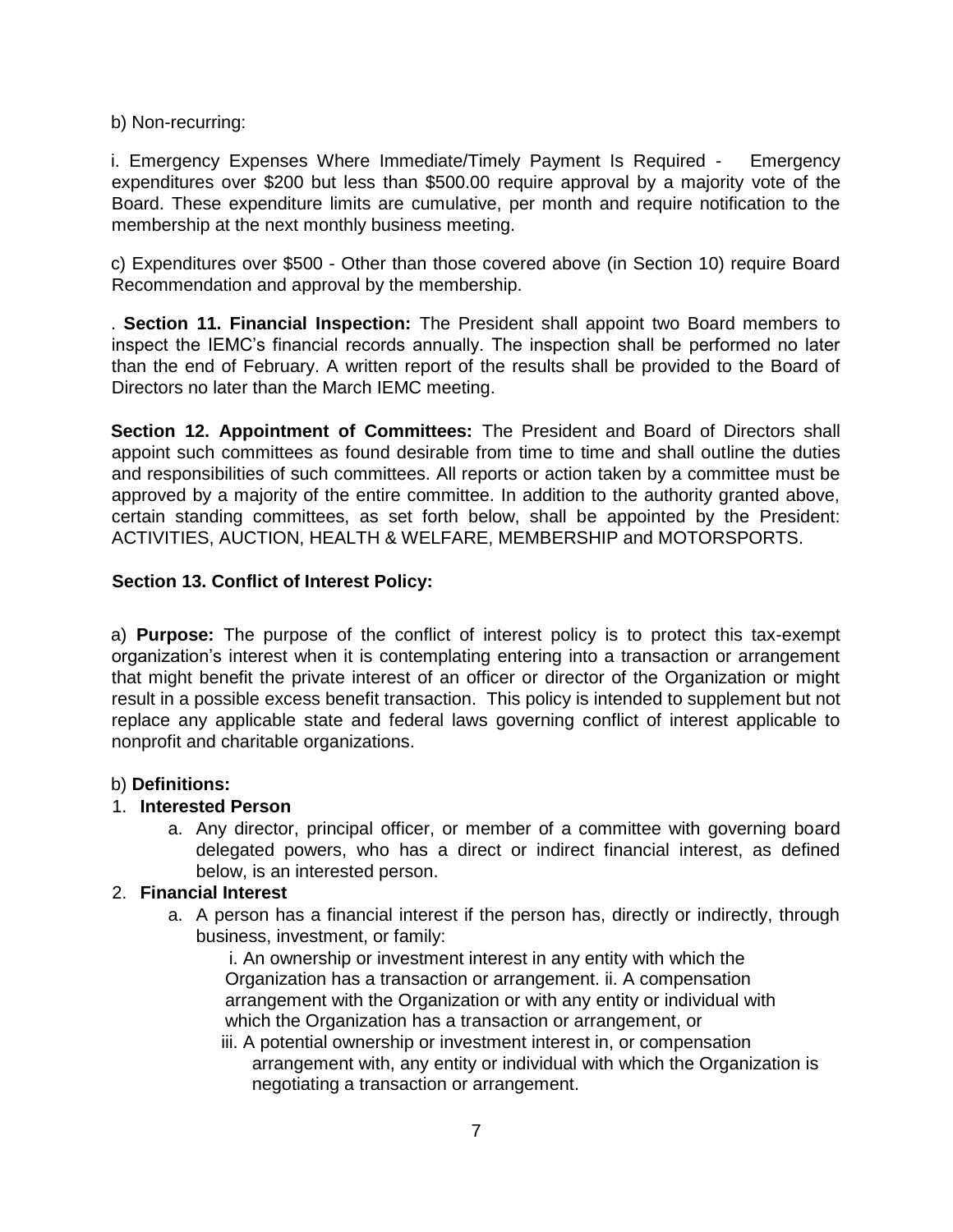b) Non-recurring:

i. Emergency Expenses Where Immediate/Timely Payment Is Required - Emergency expenditures over $200 but less than $500.00 require approval by a majority vote of the Board. These expenditure limits are cumulative, per month and require notification to the membership at the next monthly business meeting.

c) Expenditures over $500 - Other than those covered above (in Section 10) require Board Recommendation and approval by the membership.

. **Section 11. Financial Inspection:** The President shall appoint two Board members to inspect the IEMC's financial records annually. The inspection shall be performed no later than the end of February. A written report of the results shall be provided to the Board of Directors no later than the March IEMC meeting.

**Section 12. Appointment of Committees:** The President and Board of Directors shall appoint such committees as found desirable from time to time and shall outline the duties and responsibilities of such committees. All reports or action taken by a committee must be approved by a majority of the entire committee. In addition to the authority granted above, certain standing committees, as set forth below, shall be appointed by the President: ACTIVITIES, AUCTION, HEALTH & WELFARE, MEMBERSHIP and MOTORSPORTS.

**Section 13. Conflict of Interest Policy:**

a) **Purpose:** The purpose of the conflict of interest policy is to protect this tax-exempt organization's interest when it is contemplating entering into a transaction or arrangement that might benefit the private interest of an officer or director of the Organization or might result in a possible excess benefit transaction. This policy is intended to supplement but not replace any applicable state and federal laws governing conflict of interest applicable to nonprofit and charitable organizations.

b) **Definitions:**

1. **Interested Person**
   a. Any director, principal officer, or member of a committee with governing board delegated powers, who has a direct or indirect financial interest, as defined below, is an interested person.
2. **Financial Interest**
   a. A person has a financial interest if the person has, directly or indirectly, through business, investment, or family:

      i. An ownership or investment interest in any entity with which the Organization has a transaction or arrangement. ii. A compensation arrangement with the Organization or with any entity or individual with which the Organization has a transaction or arrangement, or

      iii. A potential ownership or investment interest in, or compensation arrangement with, any entity or individual with which the Organization is negotiating a transaction or arrangement.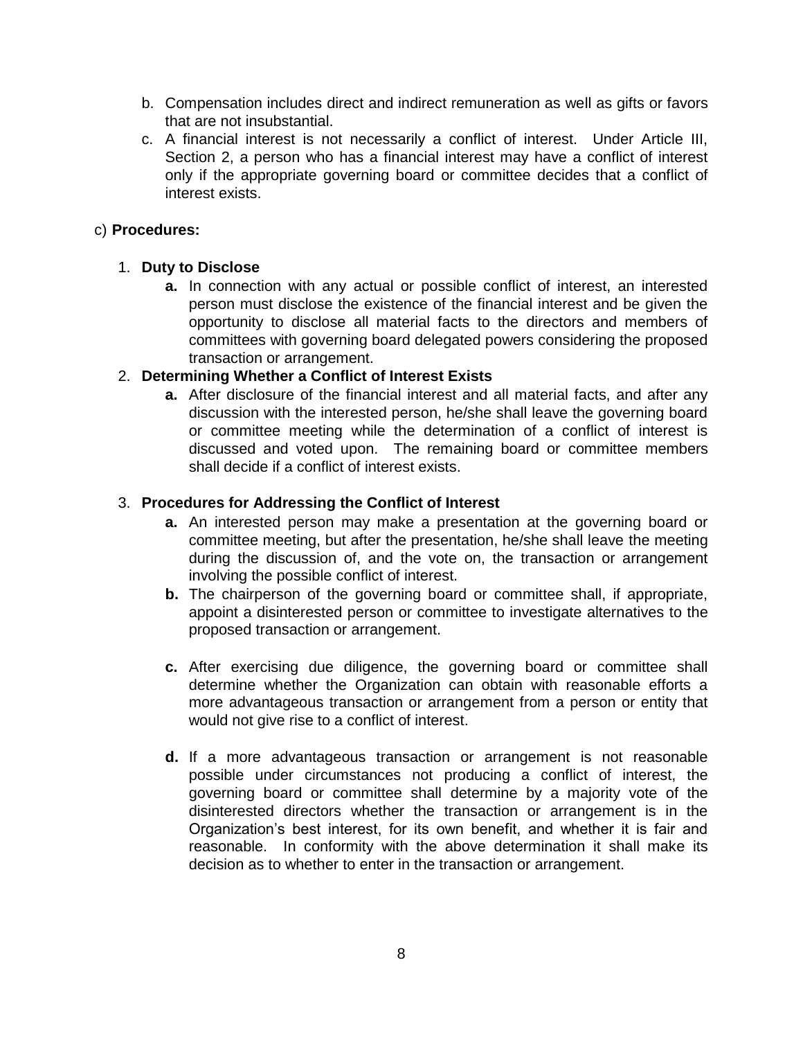b. Compensation includes direct and indirect remuneration as well as gifts or favors that are not insubstantial.

c. A financial interest is not necessarily a conflict of interest. Under Article III, Section 2, a person who has a financial interest may have a conflict of interest only if the appropriate governing board or committee decides that a conflict of interest exists.

c) **Procedures:**

1. **Duty to Disclose**
   - **a.** In connection with any actual or possible conflict of interest, an interested person must disclose the existence of the financial interest and be given the opportunity to disclose all material facts to the directors and members of committees with governing board delegated powers considering the proposed transaction or arrangement.

2. **Determining Whether a Conflict of Interest Exists**
   - **a.** After disclosure of the financial interest and all material facts, and after any discussion with the interested person, he/she shall leave the governing board or committee meeting while the determination of a conflict of interest is discussed and voted upon. The remaining board or committee members shall decide if a conflict of interest exists.

3. **Procedures for Addressing the Conflict of Interest**
   - **a.** An interested person may make a presentation at the governing board or committee meeting, but after the presentation, he/she shall leave the meeting during the discussion of, and the vote on, the transaction or arrangement involving the possible conflict of interest.
   - **b.** The chairperson of the governing board or committee shall, if appropriate, appoint a disinterested person or committee to investigate alternatives to the proposed transaction or arrangement.
   - **c.** After exercising due diligence, the governing board or committee shall determine whether the Organization can obtain with reasonable efforts a more advantageous transaction or arrangement from a person or entity that would not give rise to a conflict of interest.
   - **d.** If a more advantageous transaction or arrangement is not reasonable possible under circumstances not producing a conflict of interest, the governing board or committee shall determine by a majority vote of the disinterested directors whether the transaction or arrangement is in the Organization's best interest, for its own benefit, and whether it is fair and reasonable. In conformity with the above determination it shall make its decision as to whether to enter in the transaction or arrangement.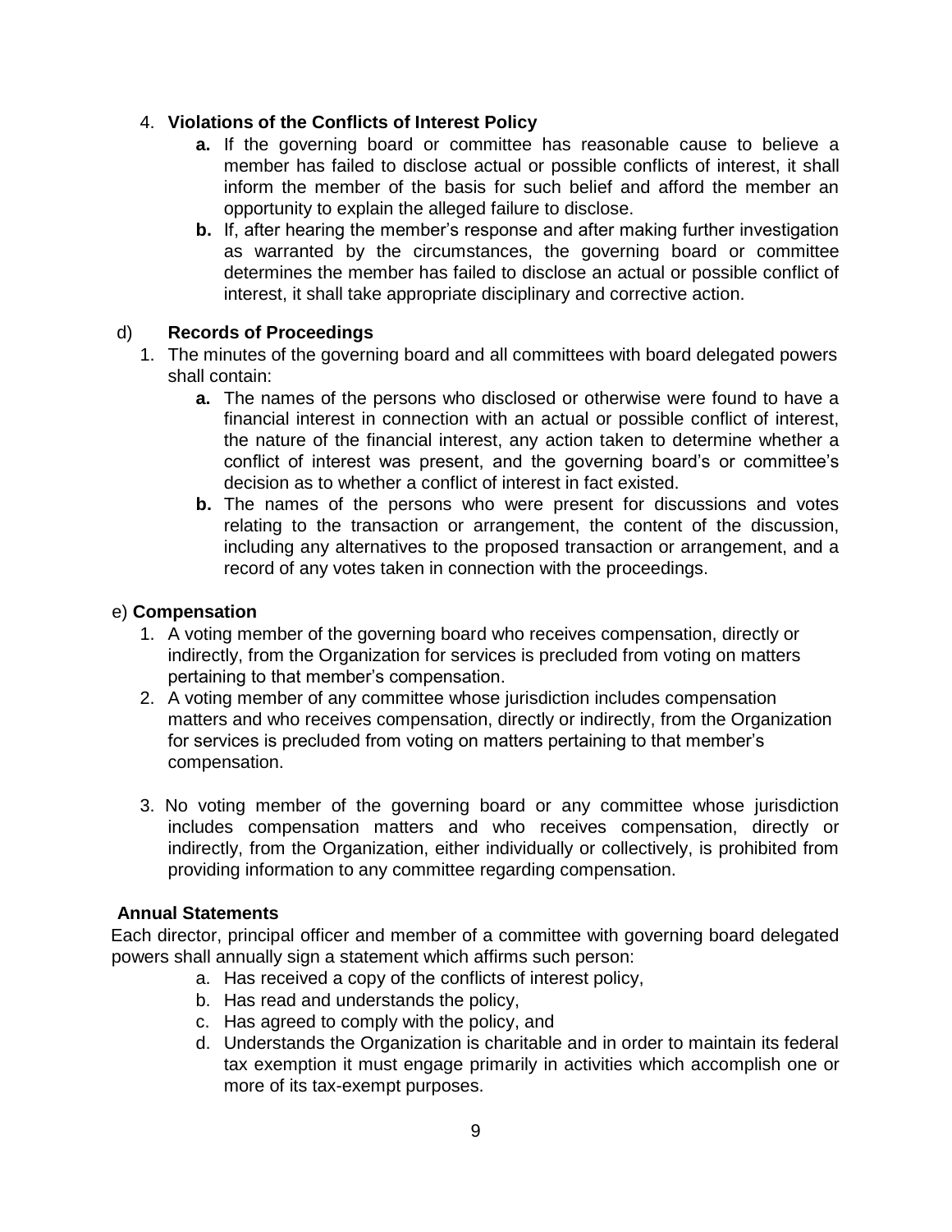4. **Violations of the Conflicts of Interest Policy**
    - **a.** If the governing board or committee has reasonable cause to believe a member has failed to disclose actual or possible conflicts of interest, it shall inform the member of the basis for such belief and afford the member an opportunity to explain the alleged failure to disclose.
    - **b.** If, after hearing the member's response and after making further investigation as warranted by the circumstances, the governing board or committee determines the member has failed to disclose an actual or possible conflict of interest, it shall take appropriate disciplinary and corrective action.

d) **Records of Proceedings**

1. The minutes of the governing board and all committees with board delegated powers shall contain:
    - **a.** The names of the persons who disclosed or otherwise were found to have a financial interest in connection with an actual or possible conflict of interest, the nature of the financial interest, any action taken to determine whether a conflict of interest was present, and the governing board's or committee's decision as to whether a conflict of interest in fact existed.
    - **b.** The names of the persons who were present for discussions and votes relating to the transaction or arrangement, the content of the discussion, including any alternatives to the proposed transaction or arrangement, and a record of any votes taken in connection with the proceedings.

e) **Compensation**

1. A voting member of the governing board who receives compensation, directly or indirectly, from the Organization for services is precluded from voting on matters pertaining to that member's compensation.
2. A voting member of any committee whose jurisdiction includes compensation matters and who receives compensation, directly or indirectly, from the Organization for services is precluded from voting on matters pertaining to that member's compensation.
3. No voting member of the governing board or any committee whose jurisdiction includes compensation matters and who receives compensation, directly or indirectly, from the Organization, either individually or collectively, is prohibited from providing information to any committee regarding compensation.

**Annual Statements**

Each director, principal officer and member of a committee with governing board delegated powers shall annually sign a statement which affirms such person:

- a. Has received a copy of the conflicts of interest policy,
- b. Has read and understands the policy,
- c. Has agreed to comply with the policy, and
- d. Understands the Organization is charitable and in order to maintain its federal tax exemption it must engage primarily in activities which accomplish one or more of its tax-exempt purposes.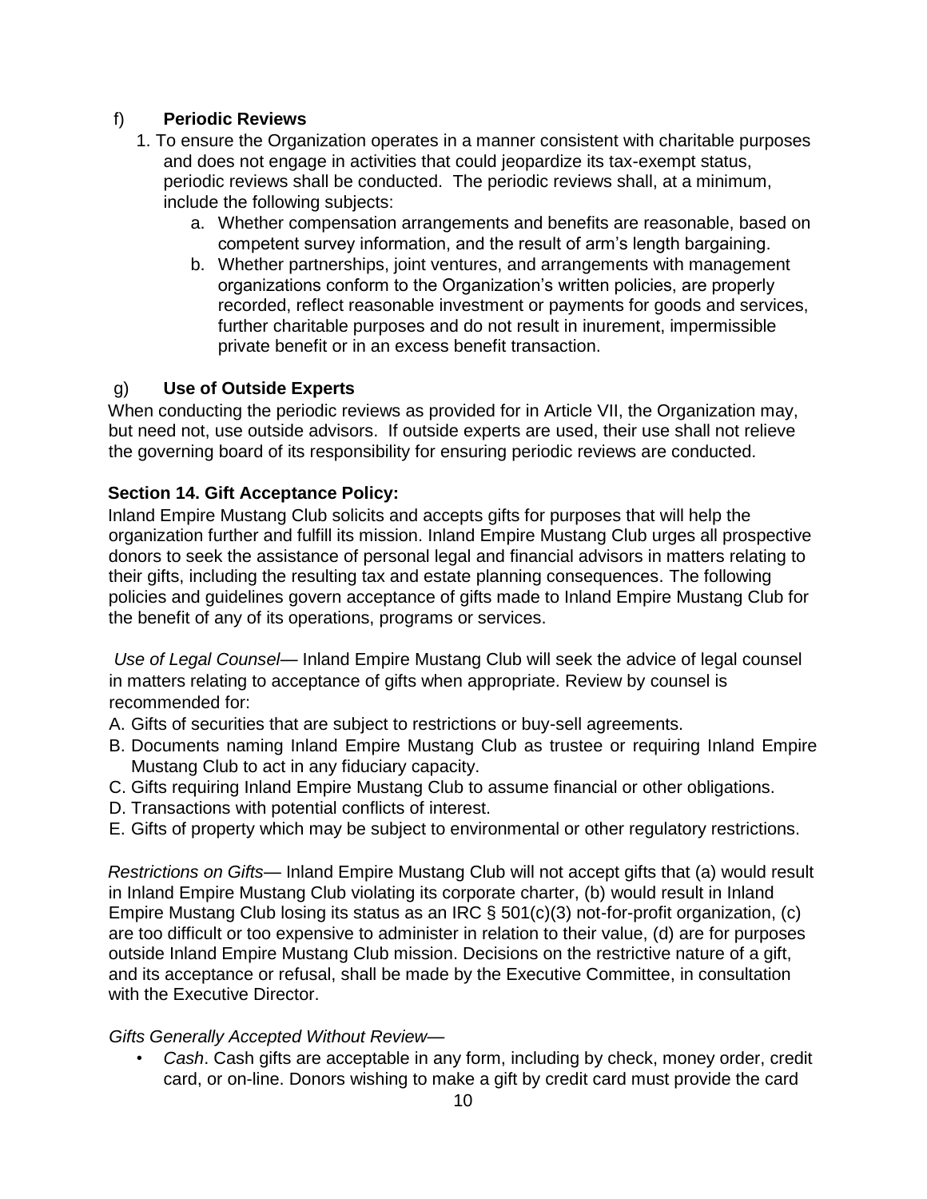f) **Periodic Reviews**

1. To ensure the Organization operates in a manner consistent with charitable purposes and does not engage in activities that could jeopardize its tax-exempt status, periodic reviews shall be conducted. The periodic reviews shall, at a minimum, include the following subjects:
    a. Whether compensation arrangements and benefits are reasonable, based on competent survey information, and the result of arm's length bargaining.
    b. Whether partnerships, joint ventures, and arrangements with management organizations conform to the Organization's written policies, are properly recorded, reflect reasonable investment or payments for goods and services, further charitable purposes and do not result in inurement, impermissible private benefit or in an excess benefit transaction.

g) **Use of Outside Experts**

When conducting the periodic reviews as provided for in Article VII, the Organization may, but need not, use outside advisors. If outside experts are used, their use shall not relieve the governing board of its responsibility for ensuring periodic reviews are conducted.

**Section 14. Gift Acceptance Policy:**

Inland Empire Mustang Club solicits and accepts gifts for purposes that will help the organization further and fulfill its mission. Inland Empire Mustang Club urges all prospective donors to seek the assistance of personal legal and financial advisors in matters relating to their gifts, including the resulting tax and estate planning consequences. The following policies and guidelines govern acceptance of gifts made to Inland Empire Mustang Club for the benefit of any of its operations, programs or services.

*Use of Legal Counsel*— Inland Empire Mustang Club will seek the advice of legal counsel in matters relating to acceptance of gifts when appropriate. Review by counsel is recommended for:

A. Gifts of securities that are subject to restrictions or buy-sell agreements.
B. Documents naming Inland Empire Mustang Club as trustee or requiring Inland Empire Mustang Club to act in any fiduciary capacity.
C. Gifts requiring Inland Empire Mustang Club to assume financial or other obligations.
D. Transactions with potential conflicts of interest.
E. Gifts of property which may be subject to environmental or other regulatory restrictions.

*Restrictions on Gifts*— Inland Empire Mustang Club will not accept gifts that (a) would result in Inland Empire Mustang Club violating its corporate charter, (b) would result in Inland Empire Mustang Club losing its status as an IRC § 501(c)(3) not-for-profit organization, (c) are too difficult or too expensive to administer in relation to their value, (d) are for purposes outside Inland Empire Mustang Club mission. Decisions on the restrictive nature of a gift, and its acceptance or refusal, shall be made by the Executive Committee, in consultation with the Executive Director.

*Gifts Generally Accepted Without Review*—

- *Cash*. Cash gifts are acceptable in any form, including by check, money order, credit card, or on-line. Donors wishing to make a gift by credit card must provide the card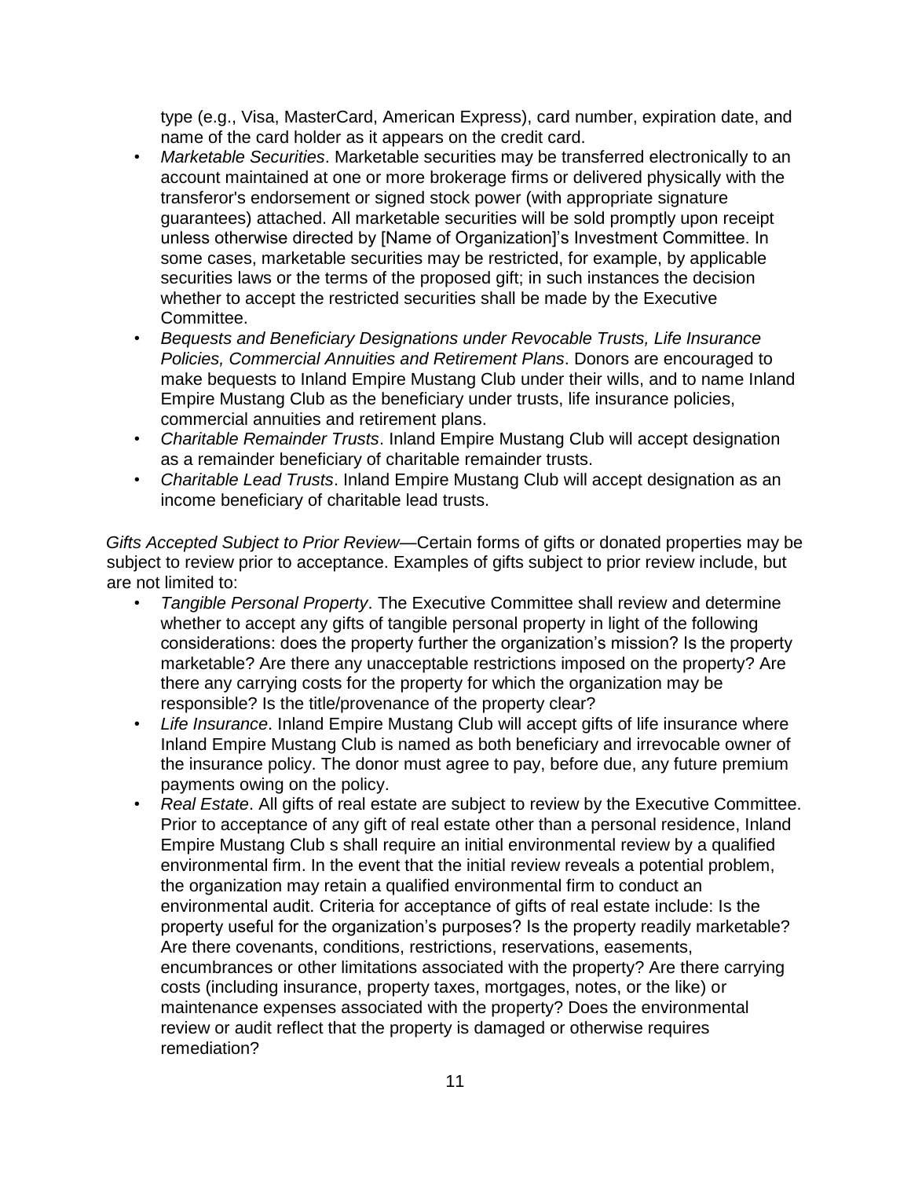type (e.g., Visa, MasterCard, American Express), card number, expiration date, and name of the card holder as it appears on the credit card.

- *Marketable Securities*. Marketable securities may be transferred electronically to an account maintained at one or more brokerage firms or delivered physically with the transferor's endorsement or signed stock power (with appropriate signature guarantees) attached. All marketable securities will be sold promptly upon receipt unless otherwise directed by [Name of Organization]'s Investment Committee. In some cases, marketable securities may be restricted, for example, by applicable securities laws or the terms of the proposed gift; in such instances the decision whether to accept the restricted securities shall be made by the Executive Committee.
- *Bequests and Beneficiary Designations under Revocable Trusts, Life Insurance Policies, Commercial Annuities and Retirement Plans*. Donors are encouraged to make bequests to Inland Empire Mustang Club under their wills, and to name Inland Empire Mustang Club as the beneficiary under trusts, life insurance policies, commercial annuities and retirement plans.
- *Charitable Remainder Trusts*. Inland Empire Mustang Club will accept designation as a remainder beneficiary of charitable remainder trusts.
- *Charitable Lead Trusts*. Inland Empire Mustang Club will accept designation as an income beneficiary of charitable lead trusts.

*Gifts Accepted Subject to Prior Review*—Certain forms of gifts or donated properties may be subject to review prior to acceptance. Examples of gifts subject to prior review include, but are not limited to:

- *Tangible Personal Property*. The Executive Committee shall review and determine whether to accept any gifts of tangible personal property in light of the following considerations: does the property further the organization's mission? Is the property marketable? Are there any unacceptable restrictions imposed on the property? Are there any carrying costs for the property for which the organization may be responsible? Is the title/provenance of the property clear?
- *Life Insurance*. Inland Empire Mustang Club will accept gifts of life insurance where Inland Empire Mustang Club is named as both beneficiary and irrevocable owner of the insurance policy. The donor must agree to pay, before due, any future premium payments owing on the policy.
- *Real Estate*. All gifts of real estate are subject to review by the Executive Committee. Prior to acceptance of any gift of real estate other than a personal residence, Inland Empire Mustang Club s shall require an initial environmental review by a qualified environmental firm. In the event that the initial review reveals a potential problem, the organization may retain a qualified environmental firm to conduct an environmental audit. Criteria for acceptance of gifts of real estate include: Is the property useful for the organization's purposes? Is the property readily marketable? Are there covenants, conditions, restrictions, reservations, easements, encumbrances or other limitations associated with the property? Are there carrying costs (including insurance, property taxes, mortgages, notes, or the like) or maintenance expenses associated with the property? Does the environmental review or audit reflect that the property is damaged or otherwise requires remediation?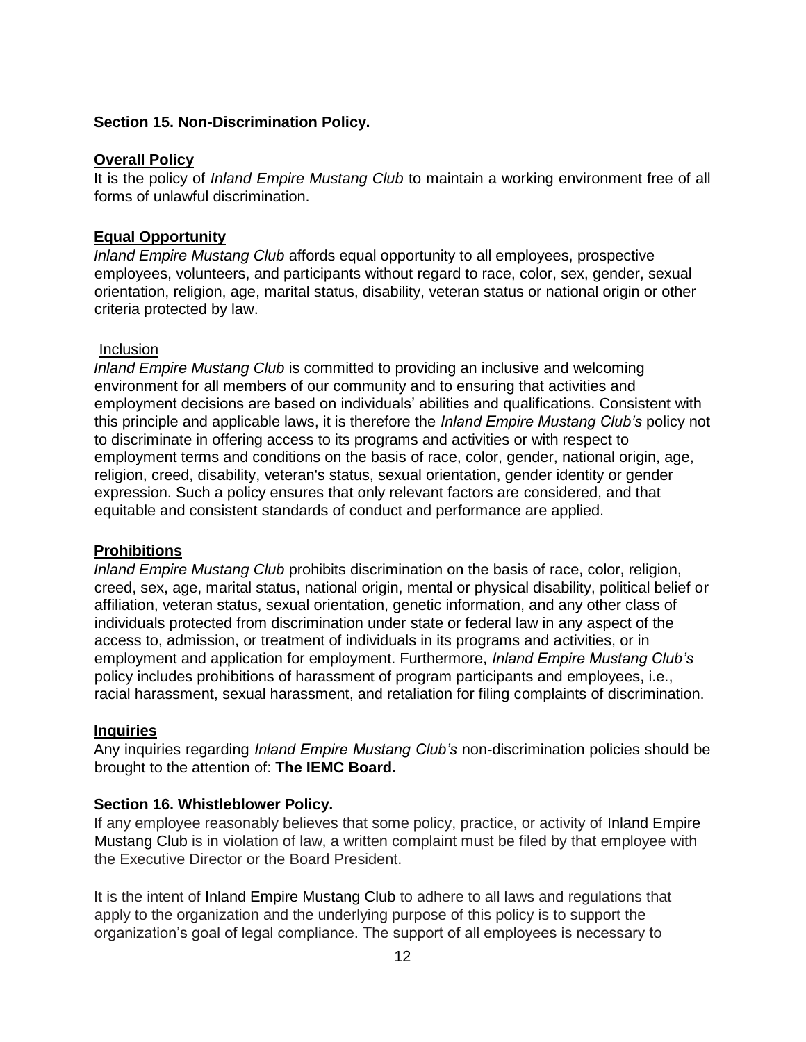**Section 15. Non-Discrimination Policy.**

**Overall Policy**

It is the policy of *Inland Empire Mustang Club* to maintain a working environment free of all forms of unlawful discrimination.

**Equal Opportunity**

*Inland Empire Mustang Club* affords equal opportunity to all employees, prospective employees, volunteers, and participants without regard to race, color, sex, gender, sexual orientation, religion, age, marital status, disability, veteran status or national origin or other criteria protected by law.

Inclusion

*Inland Empire Mustang Club* is committed to providing an inclusive and welcoming environment for all members of our community and to ensuring that activities and employment decisions are based on individuals' abilities and qualifications. Consistent with this principle and applicable laws, it is therefore the *Inland Empire Mustang Club's* policy not to discriminate in offering access to its programs and activities or with respect to employment terms and conditions on the basis of race, color, gender, national origin, age, religion, creed, disability, veteran's status, sexual orientation, gender identity or gender expression. Such a policy ensures that only relevant factors are considered, and that equitable and consistent standards of conduct and performance are applied.

**Prohibitions**

*Inland Empire Mustang Club* prohibits discrimination on the basis of race, color, religion, creed, sex, age, marital status, national origin, mental or physical disability, political belief or affiliation, veteran status, sexual orientation, genetic information, and any other class of individuals protected from discrimination under state or federal law in any aspect of the access to, admission, or treatment of individuals in its programs and activities, or in employment and application for employment. Furthermore, *Inland Empire Mustang Club's* policy includes prohibitions of harassment of program participants and employees, i.e., racial harassment, sexual harassment, and retaliation for filing complaints of discrimination.

**Inquiries**

Any inquiries regarding *Inland Empire Mustang Club's* non-discrimination policies should be brought to the attention of: **The IEMC Board.**

**Section 16. Whistleblower Policy.**

If any employee reasonably believes that some policy, practice, or activity of Inland Empire Mustang Club is in violation of law, a written complaint must be filed by that employee with the Executive Director or the Board President.

It is the intent of Inland Empire Mustang Club to adhere to all laws and regulations that apply to the organization and the underlying purpose of this policy is to support the organization's goal of legal compliance. The support of all employees is necessary to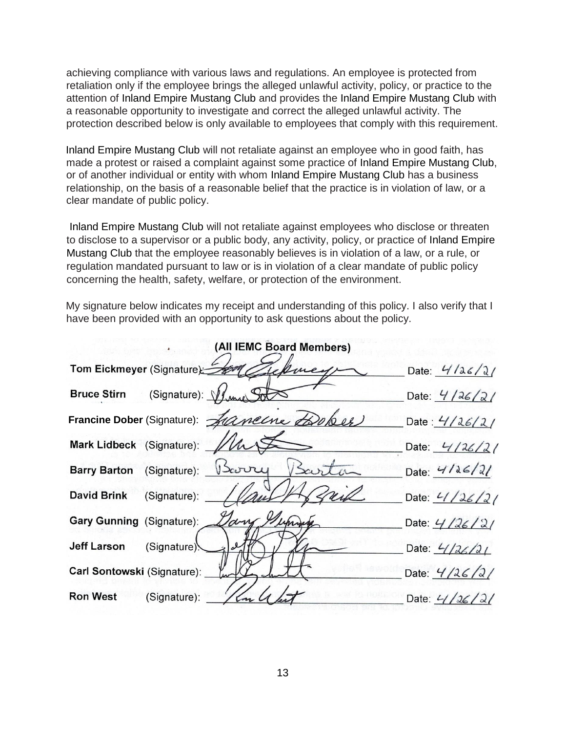achieving compliance with various laws and regulations. An employee is protected from retaliation only if the employee brings the alleged unlawful activity, policy, or practice to the attention of Inland Empire Mustang Club and provides the Inland Empire Mustang Club with a reasonable opportunity to investigate and correct the alleged unlawful activity. The protection described below is only available to employees that comply with this requirement.

Inland Empire Mustang Club will not retaliate against an employee who in good faith, has made a protest or raised a complaint against some practice of Inland Empire Mustang Club, or of another individual or entity with whom Inland Empire Mustang Club has a business relationship, on the basis of a reasonable belief that the practice is in violation of law, or a clear mandate of public policy.

Inland Empire Mustang Club will not retaliate against employees who disclose or threaten to disclose to a supervisor or a public body, any activity, policy, or practice of Inland Empire Mustang Club that the employee reasonably believes is in violation of a law, or a rule, or regulation mandated pursuant to law or is in violation of a clear mandate of public policy concerning the health, safety, welfare, or protection of the environment.

My signature below indicates my receipt and understanding of this policy. I also verify that I have been provided with an opportunity to ask questions about the policy.

**(All IEMC Board Members)**

**Tom Eickmeyer** (Signature): ____________ Date: 4/26/21

**Bruce Stirn** (Signature): ____________ Date: 4/26/21

**Francine Dober** (Signature): ____________ Date: 4/26/21

**Mark Lidbeck** (Signature): ____________ Date: 4/26/21

**Barry Barton** (Signature): ____________ Date: 4/26/21

**David Brink** (Signature): ____________ Date: 4/26/21

**Gary Gunning** (Signature): ____________ Date: 4/26/21

**Jeff Larson** (Signature): ____________ Date: 4/26/21

**Carl Sontowski** (Signature): ____________ Date: 4/26/21

**Ron West** (Signature): ____________ Date: 4/26/21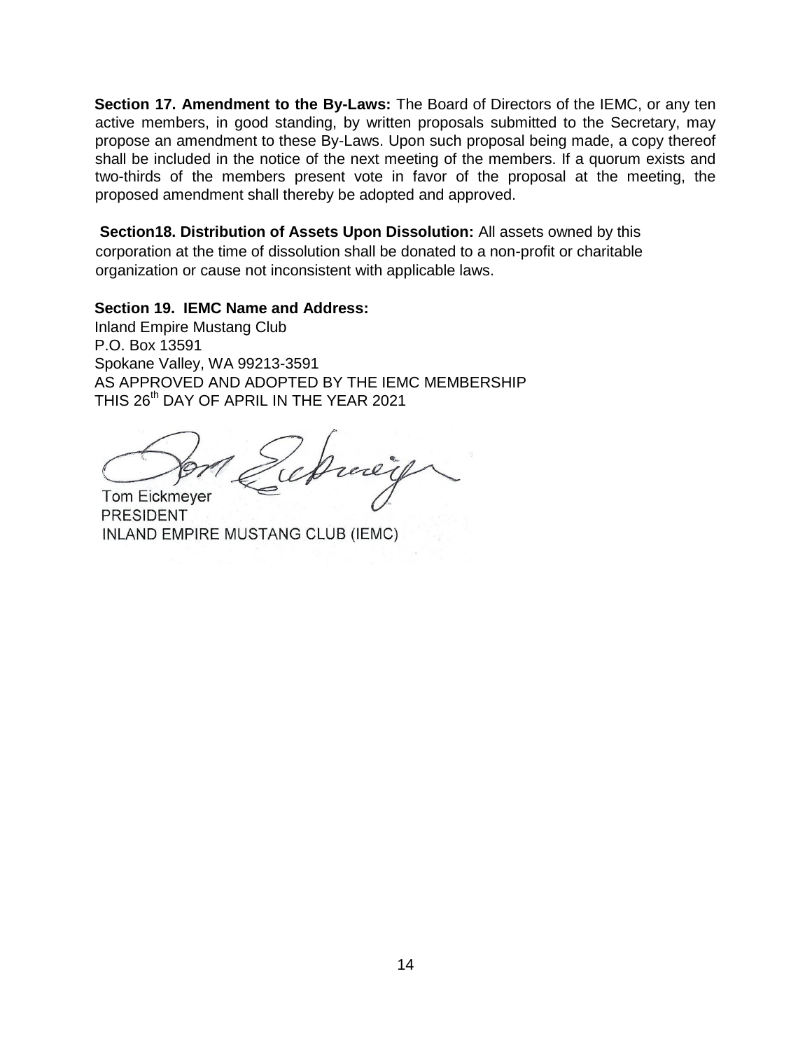**Section 17. Amendment to the By-Laws:** The Board of Directors of the IEMC, or any ten active members, in good standing, by written proposals submitted to the Secretary, may propose an amendment to these By-Laws. Upon such proposal being made, a copy thereof shall be included in the notice of the next meeting of the members. If a quorum exists and two-thirds of the members present vote in favor of the proposal at the meeting, the proposed amendment shall thereby be adopted and approved.

**Section18. Distribution of Assets Upon Dissolution:** All assets owned by this corporation at the time of dissolution shall be donated to a non-profit or charitable organization or cause not inconsistent with applicable laws.

**Section 19. IEMC Name and Address:**

Inland Empire Mustang Club
P.O. Box 13591
Spokane Valley, WA 99213-3591

AS APPROVED AND ADOPTED BY THE IEMC MEMBERSHIP
THIS 26th DAY OF APRIL IN THE YEAR 2021

Tom Eickmeyer
PRESIDENT
INLAND EMPIRE MUSTANG CLUB (IEMC)